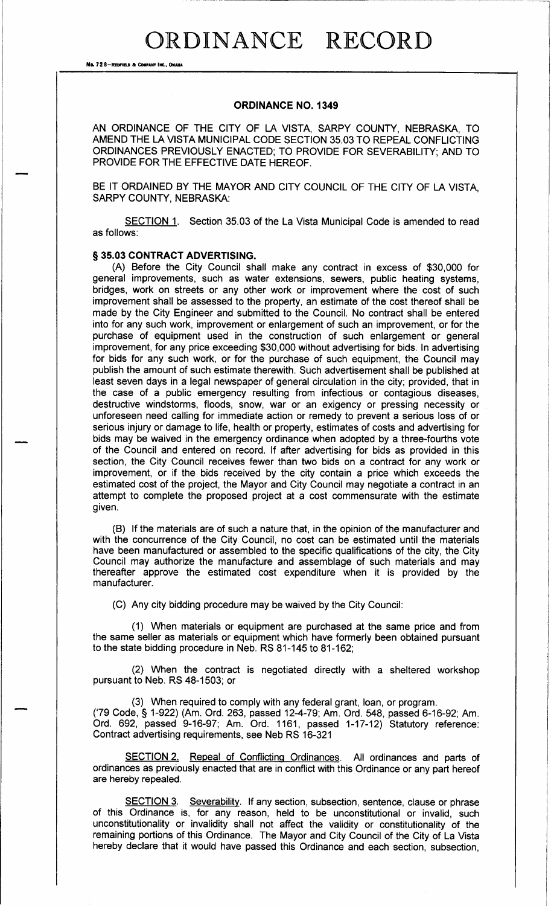# ORDINANCE RECORD

No. 72 8—REDFIELD & COMPANY INC., OMAHA

## ORDINANCE NO. 1349

AN ORDINANCE OF THE CITY OF LA VISTA, SARPY COUNTY, NEBRASKA, TO AMEND THE LA VISTA MUNICIPAL CODE SECTION 35.03 TO REPEAL CONFLICTING ORDINANCES PREVIOUSLY ENACTED; TO PROVIDE FOR SEVERABILITY; AND TO PROVIDE FOR THE EFFECTIVE DATE HEREOF.

BE IT ORDAINED BY THE MAYOR AND CITY COUNCIL OF THE CITY OF LA VISTA, SARPY COUNTY, NEBRASKA:

SECTION 1. Section 35.03 of the La Vista Municipal Code is amended to read as follows:

### § 35.03 CONTRACT ADVERTISING.

(A) Before the City Council shall make any contract in excess of $30,000 for general improvements, such as water extensions, sewers, public heating systems, bridges, work on streets or any other work or improvement where the cost of such improvement shall be assessed to the property, an estimate of the cost thereof shall be made by the City Engineer and submitted to the Council. No contract shall be entered into for any such work, improvement or enlargement of such an improvement, or for the purchase of equipment used in the construction of such enlargement or general improvement, for any price exceeding $30,000 without advertising for bids. In advertising for bids for any such work, or for the purchase of such equipment, the Council may publish the amount of such estimate therewith. Such advertisement shall be published at least seven days in a legal newspaper of general circulation in the city; provided, that in the case of a public emergency resulting from infectious or contagious diseases, destructive windstorms, floods, snow, war or an exigency or pressing necessity or unforeseen need calling for immediate action or remedy to prevent a serious loss of or serious injury or damage to life, health or property, estimates of costs and advertising for bids may be waived in the emergency ordinance when adopted by a three-fourths vote of the Council and entered on record. If after advertising for bids as provided in this section, the City Council receives fewer than two bids on a contract for any work or improvement, or if the bids received by the city contain a price which exceeds the estimated cost of the project, the Mayor and City Council may negotiate a contract in an attempt to complete the proposed project at a cost commensurate with the estimate given.

(B) If the materials are of such a nature that, in the opinion of the manufacturer and with the concurrence of the City Council, no cost can be estimated until the materials have been manufactured or assembled to the specific qualifications of the city, the City Council may authorize the manufacture and assemblage of such materials and may thereafter approve the estimated cost expenditure when it is provided by the manufacturer.

(C) Any city bidding procedure may be waived by the City Council:

(1) When materials or equipment are purchased at the same price and from the same seller as materials or equipment which have formerly been obtained pursuant to the state bidding procedure in Neb. RS 81-145 to 81-162;

(2) When the contract is negotiated directly with a sheltered workshop pursuant to Neb. RS 48-1503; or

(3) When required to comply with any federal grant, loan, or program.
('79 Code, § 1-922) (Am. Ord. 263, passed 12-4-79; Am. Ord. 548, passed 6-16-92; Am. Ord. 692, passed 9-16-97; Am. Ord. 1161, passed 1-17-12) Statutory reference: Contract advertising requirements, see Neb RS 16-321

SECTION 2. Repeal of Conflicting Ordinances. All ordinances and parts of ordinances as previously enacted that are in conflict with this Ordinance or any part hereof are hereby repealed.

SECTION 3. Severability. If any section, subsection, sentence, clause or phrase of this Ordinance is, for any reason, held to be unconstitutional or invalid, such unconstitutionality or invalidity shall not affect the validity or constitutionality of the remaining portions of this Ordinance. The Mayor and City Council of the City of La Vista hereby declare that it would have passed this Ordinance and each section, subsection,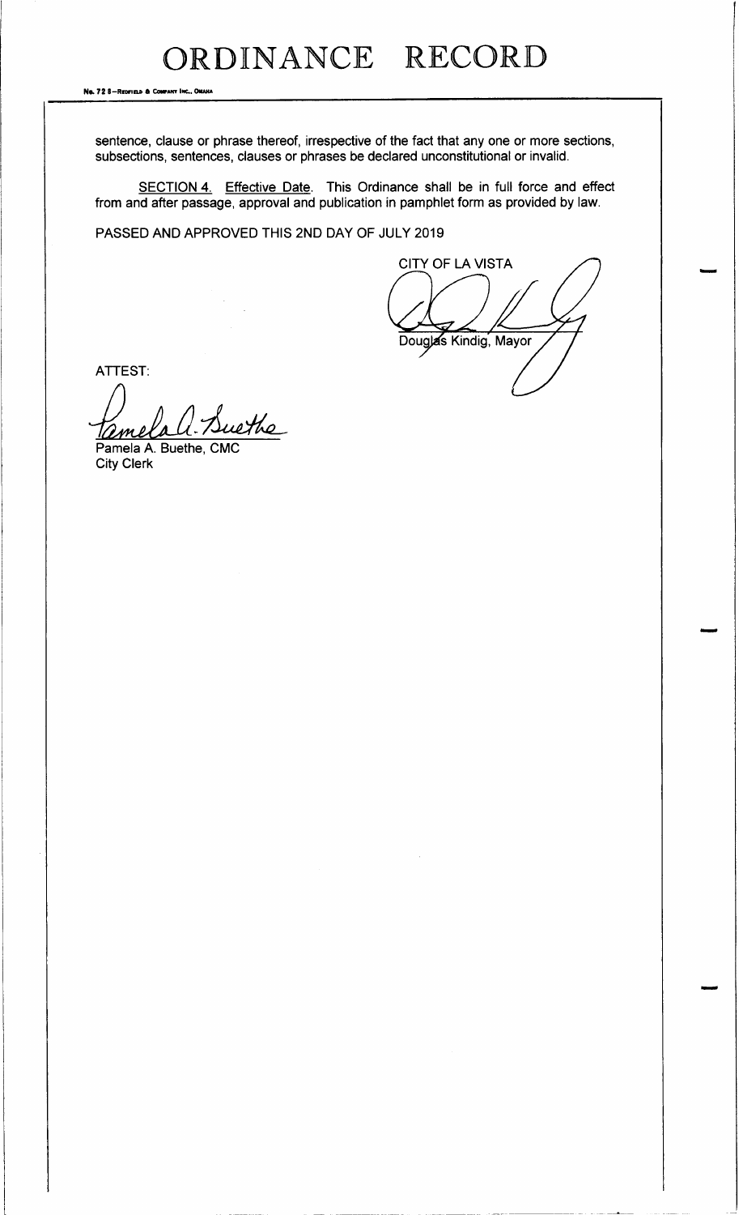// ORDINANCE RECORD

sentence, clause or phrase thereof, irrespective of the fact that any one or more sections, subsections, sentences, clauses or phrases be declared unconstitutional or invalid.

SECTION 4. Effective Date. This Ordinance shall be in full force and effect from and after passage, approval and publication in pamphlet form as provided by law.

PASSED AND APPROVED THIS 2ND DAY OF JULY 2019

CITY OF LA VISTA

Douglas Kindig, Mayor

ATTEST:

Pamela A. Buethe, CMC
City Clerk